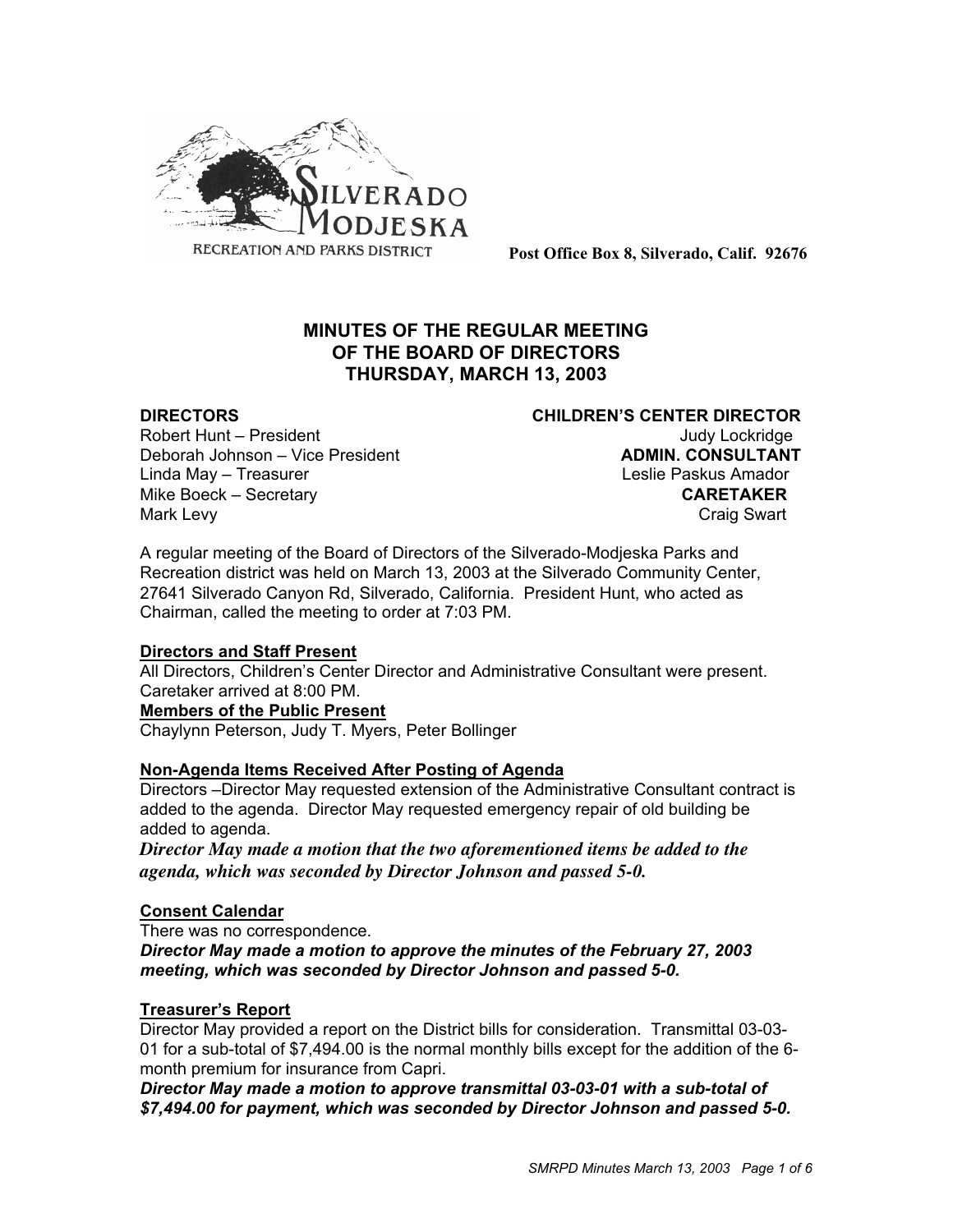SILVERADO MODJESKA RECREATION AND PARKS DISTRICT

**Post Office Box 8, Silverado, Calif. 92676**

# MINUTES OF THE REGULAR MEETING OF THE BOARD OF DIRECTORS THURSDAY, MARCH 13, 2003

**DIRECTORS**
Robert Hunt – President
Deborah Johnson – Vice President
Linda May – Treasurer
Mike Boeck – Secretary
Mark Levy

**CHILDREN'S CENTER DIRECTOR**
Judy Lockridge

**ADMIN. CONSULTANT**
Leslie Paskus Amador

**CARETAKER**
Craig Swart

A regular meeting of the Board of Directors of the Silverado-Modjeska Parks and Recreation district was held on March 13, 2003 at the Silverado Community Center, 27641 Silverado Canyon Rd, Silverado, California. President Hunt, who acted as Chairman, called the meeting to order at 7:03 PM.

**Directors and Staff Present**

All Directors, Children's Center Director and Administrative Consultant were present. Caretaker arrived at 8:00 PM.

**Members of the Public Present**

Chaylynn Peterson, Judy T. Myers, Peter Bollinger

**Non-Agenda Items Received After Posting of Agenda**

Directors –Director May requested extension of the Administrative Consultant contract is added to the agenda. Director May requested emergency repair of old building be added to agenda.

***Director May made a motion that the two aforementioned items be added to the agenda, which was seconded by Director Johnson and passed 5-0.***

**Consent Calendar**

There was no correspondence.

***Director May made a motion to approve the minutes of the February 27, 2003 meeting, which was seconded by Director Johnson and passed 5-0.***

**Treasurer's Report**

Director May provided a report on the District bills for consideration. Transmittal 03-03-01 for a sub-total of $7,494.00 is the normal monthly bills except for the addition of the 6-month premium for insurance from Capri.

***Director May made a motion to approve transmittal 03-03-01 with a sub-total of $7,494.00 for payment, which was seconded by Director Johnson and passed 5-0.***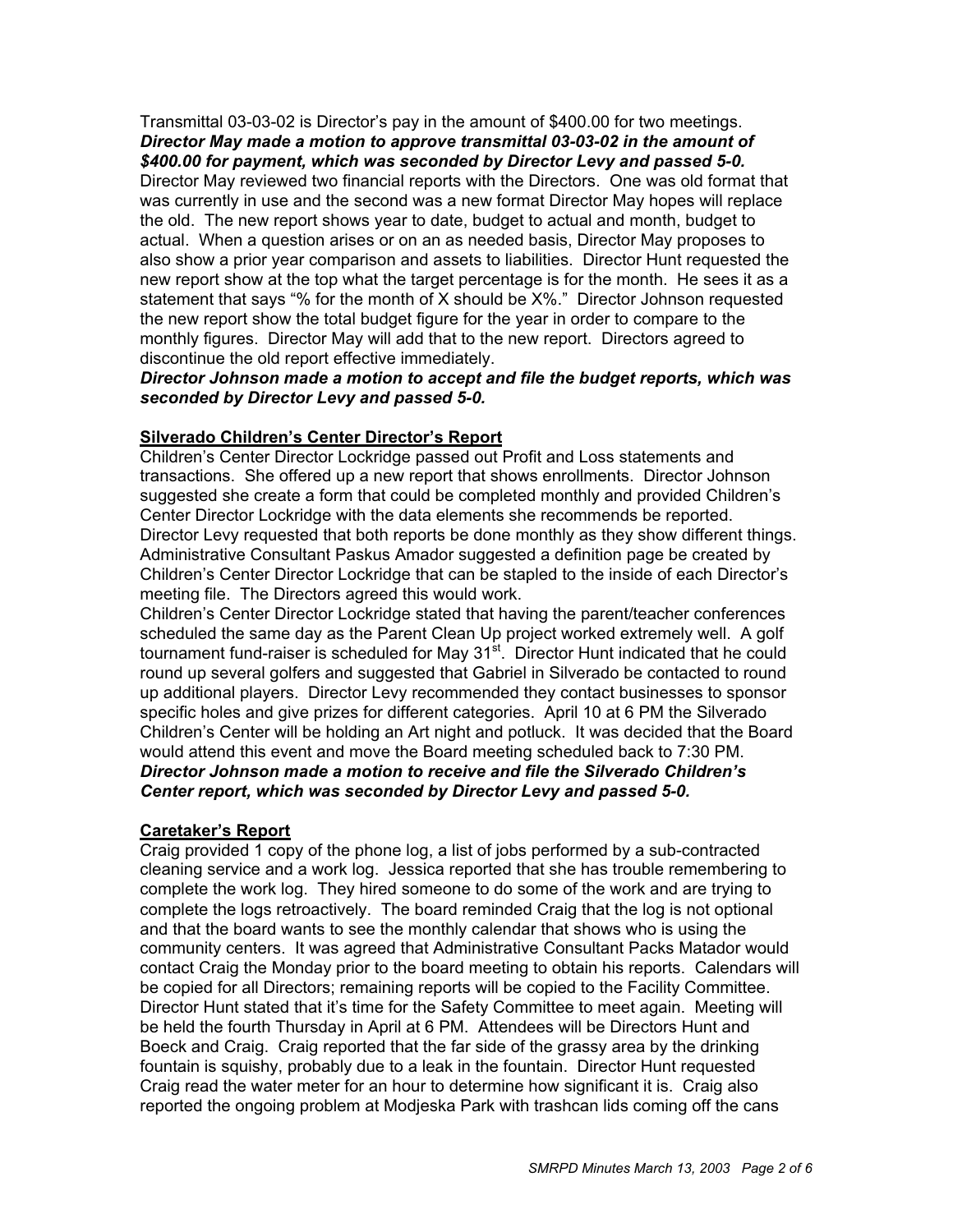Transmittal 03-03-02 is Director's pay in the amount of $400.00 for two meetings. ***Director May made a motion to approve transmittal 03-03-02 in the amount of $400.00 for payment, which was seconded by Director Levy and passed 5-0.*** Director May reviewed two financial reports with the Directors. One was old format that was currently in use and the second was a new format Director May hopes will replace the old. The new report shows year to date, budget to actual and month, budget to actual. When a question arises or on an as needed basis, Director May proposes to also show a prior year comparison and assets to liabilities. Director Hunt requested the new report show at the top what the target percentage is for the month. He sees it as a statement that says "% for the month of X should be X%." Director Johnson requested the new report show the total budget figure for the year in order to compare to the monthly figures. Director May will add that to the new report. Directors agreed to discontinue the old report effective immediately.
***Director Johnson made a motion to accept and file the budget reports, which was seconded by Director Levy and passed 5-0.***

**Silverado Children's Center Director's Report**

Children's Center Director Lockridge passed out Profit and Loss statements and transactions. She offered up a new report that shows enrollments. Director Johnson suggested she create a form that could be completed monthly and provided Children's Center Director Lockridge with the data elements she recommends be reported. Director Levy requested that both reports be done monthly as they show different things. Administrative Consultant Paskus Amador suggested a definition page be created by Children's Center Director Lockridge that can be stapled to the inside of each Director's meeting file. The Directors agreed this would work.
Children's Center Director Lockridge stated that having the parent/teacher conferences scheduled the same day as the Parent Clean Up project worked extremely well. A golf tournament fund-raiser is scheduled for May 31st. Director Hunt indicated that he could round up several golfers and suggested that Gabriel in Silverado be contacted to round up additional players. Director Levy recommended they contact businesses to sponsor specific holes and give prizes for different categories. April 10 at 6 PM the Silverado Children's Center will be holding an Art night and potluck. It was decided that the Board would attend this event and move the Board meeting scheduled back to 7:30 PM.
***Director Johnson made a motion to receive and file the Silverado Children's Center report, which was seconded by Director Levy and passed 5-0.***

**Caretaker's Report**

Craig provided 1 copy of the phone log, a list of jobs performed by a sub-contracted cleaning service and a work log. Jessica reported that she has trouble remembering to complete the work log. They hired someone to do some of the work and are trying to complete the logs retroactively. The board reminded Craig that the log is not optional and that the board wants to see the monthly calendar that shows who is using the community centers. It was agreed that Administrative Consultant Packs Matador would contact Craig the Monday prior to the board meeting to obtain his reports. Calendars will be copied for all Directors; remaining reports will be copied to the Facility Committee. Director Hunt stated that it's time for the Safety Committee to meet again. Meeting will be held the fourth Thursday in April at 6 PM. Attendees will be Directors Hunt and Boeck and Craig. Craig reported that the far side of the grassy area by the drinking fountain is squishy, probably due to a leak in the fountain. Director Hunt requested Craig read the water meter for an hour to determine how significant it is. Craig also reported the ongoing problem at Modjeska Park with trashcan lids coming off the cans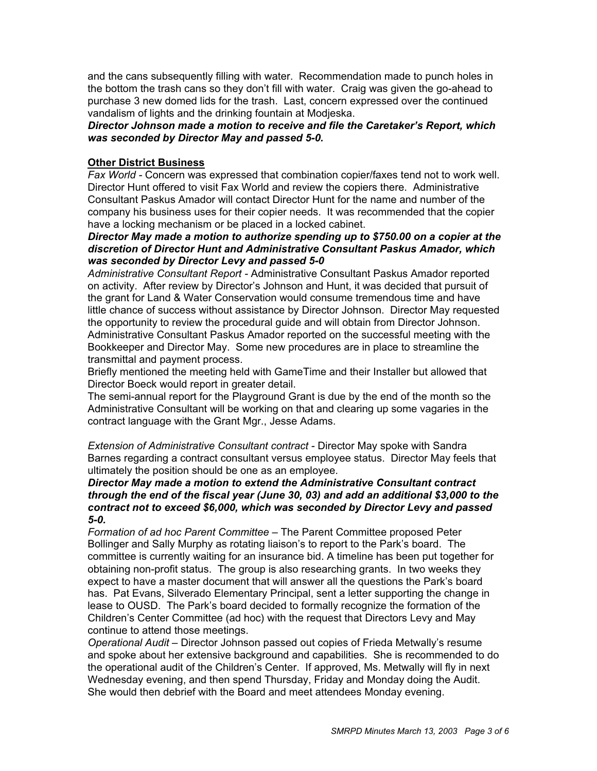and the cans subsequently filling with water. Recommendation made to punch holes in the bottom the trash cans so they don't fill with water. Craig was given the go-ahead to purchase 3 new domed lids for the trash. Last, concern expressed over the continued vandalism of lights and the drinking fountain at Modjeska.

***Director Johnson made a motion to receive and file the Caretaker's Report, which was seconded by Director May and passed 5-0.***

**Other District Business**

*Fax World* - Concern was expressed that combination copier/faxes tend not to work well. Director Hunt offered to visit Fax World and review the copiers there. Administrative Consultant Paskus Amador will contact Director Hunt for the name and number of the company his business uses for their copier needs. It was recommended that the copier have a locking mechanism or be placed in a locked cabinet.

***Director May made a motion to authorize spending up to $750.00 on a copier at the discretion of Director Hunt and Administrative Consultant Paskus Amador, which was seconded by Director Levy and passed 5-0***

*Administrative Consultant Report* - Administrative Consultant Paskus Amador reported on activity. After review by Director's Johnson and Hunt, it was decided that pursuit of the grant for Land & Water Conservation would consume tremendous time and have little chance of success without assistance by Director Johnson. Director May requested the opportunity to review the procedural guide and will obtain from Director Johnson. Administrative Consultant Paskus Amador reported on the successful meeting with the Bookkeeper and Director May. Some new procedures are in place to streamline the transmittal and payment process.

Briefly mentioned the meeting held with GameTime and their Installer but allowed that Director Boeck would report in greater detail.

The semi-annual report for the Playground Grant is due by the end of the month so the Administrative Consultant will be working on that and clearing up some vagaries in the contract language with the Grant Mgr., Jesse Adams.

*Extension of Administrative Consultant contract* - Director May spoke with Sandra Barnes regarding a contract consultant versus employee status. Director May feels that ultimately the position should be one as an employee.

***Director May made a motion to extend the Administrative Consultant contract through the end of the fiscal year (June 30, 03) and add an additional $3,000 to the contract not to exceed $6,000, which was seconded by Director Levy and passed 5-0.***

*Formation of ad hoc Parent Committee* – The Parent Committee proposed Peter Bollinger and Sally Murphy as rotating liaison's to report to the Park's board. The committee is currently waiting for an insurance bid. A timeline has been put together for obtaining non-profit status. The group is also researching grants. In two weeks they expect to have a master document that will answer all the questions the Park's board has. Pat Evans, Silverado Elementary Principal, sent a letter supporting the change in lease to OUSD. The Park's board decided to formally recognize the formation of the Children's Center Committee (ad hoc) with the request that Directors Levy and May continue to attend those meetings.

*Operational Audit* – Director Johnson passed out copies of Frieda Metwally's resume and spoke about her extensive background and capabilities. She is recommended to do the operational audit of the Children's Center. If approved, Ms. Metwally will fly in next Wednesday evening, and then spend Thursday, Friday and Monday doing the Audit. She would then debrief with the Board and meet attendees Monday evening.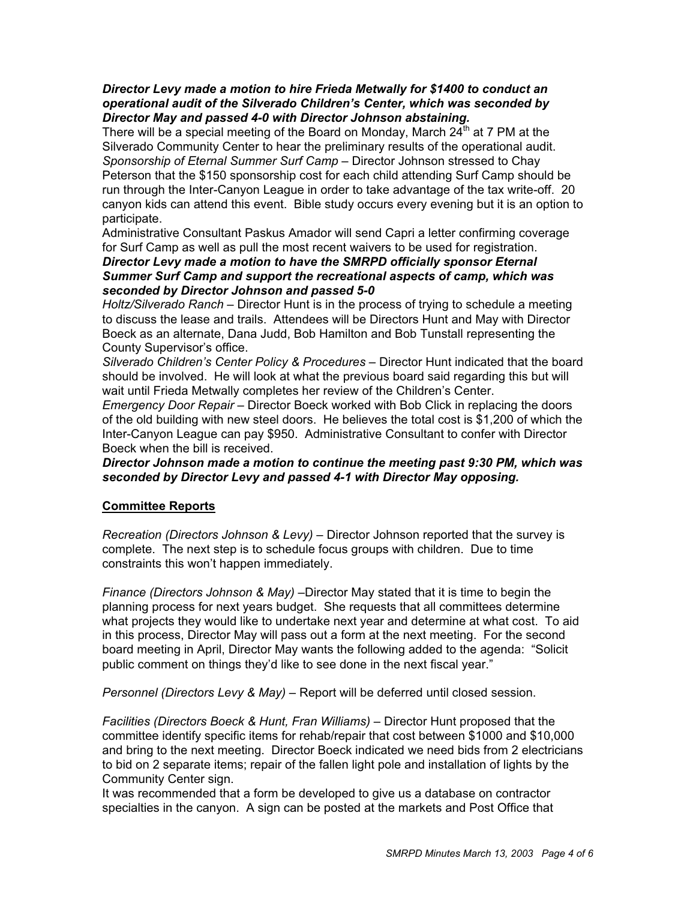***Director Levy made a motion to hire Frieda Metwally for $1400 to conduct an operational audit of the Silverado Children's Center, which was seconded by Director May and passed 4-0 with Director Johnson abstaining.***

There will be a special meeting of the Board on Monday, March 24th at 7 PM at the Silverado Community Center to hear the preliminary results of the operational audit.

*Sponsorship of Eternal Summer Surf Camp* – Director Johnson stressed to Chay Peterson that the $150 sponsorship cost for each child attending Surf Camp should be run through the Inter-Canyon League in order to take advantage of the tax write-off. 20 canyon kids can attend this event. Bible study occurs every evening but it is an option to participate.

Administrative Consultant Paskus Amador will send Capri a letter confirming coverage for Surf Camp as well as pull the most recent waivers to be used for registration.

***Director Levy made a motion to have the SMRPD officially sponsor Eternal Summer Surf Camp and support the recreational aspects of camp, which was seconded by Director Johnson and passed 5-0***

*Holtz/Silverado Ranch* – Director Hunt is in the process of trying to schedule a meeting to discuss the lease and trails. Attendees will be Directors Hunt and May with Director Boeck as an alternate, Dana Judd, Bob Hamilton and Bob Tunstall representing the County Supervisor's office.

*Silverado Children's Center Policy & Procedures* – Director Hunt indicated that the board should be involved. He will look at what the previous board said regarding this but will wait until Frieda Metwally completes her review of the Children's Center.

*Emergency Door Repair* – Director Boeck worked with Bob Click in replacing the doors of the old building with new steel doors. He believes the total cost is $1,200 of which the Inter-Canyon League can pay $950. Administrative Consultant to confer with Director Boeck when the bill is received.

***Director Johnson made a motion to continue the meeting past 9:30 PM, which was seconded by Director Levy and passed 4-1 with Director May opposing.***

## Committee Reports

*Recreation (Directors Johnson & Levy)* – Director Johnson reported that the survey is complete. The next step is to schedule focus groups with children. Due to time constraints this won't happen immediately.

*Finance (Directors Johnson & May)* –Director May stated that it is time to begin the planning process for next years budget. She requests that all committees determine what projects they would like to undertake next year and determine at what cost. To aid in this process, Director May will pass out a form at the next meeting. For the second board meeting in April, Director May wants the following added to the agenda: "Solicit public comment on things they'd like to see done in the next fiscal year."

*Personnel (Directors Levy & May)* – Report will be deferred until closed session.

*Facilities (Directors Boeck & Hunt, Fran Williams)* – Director Hunt proposed that the committee identify specific items for rehab/repair that cost between $1000 and $10,000 and bring to the next meeting. Director Boeck indicated we need bids from 2 electricians to bid on 2 separate items; repair of the fallen light pole and installation of lights by the Community Center sign.

It was recommended that a form be developed to give us a database on contractor specialties in the canyon. A sign can be posted at the markets and Post Office that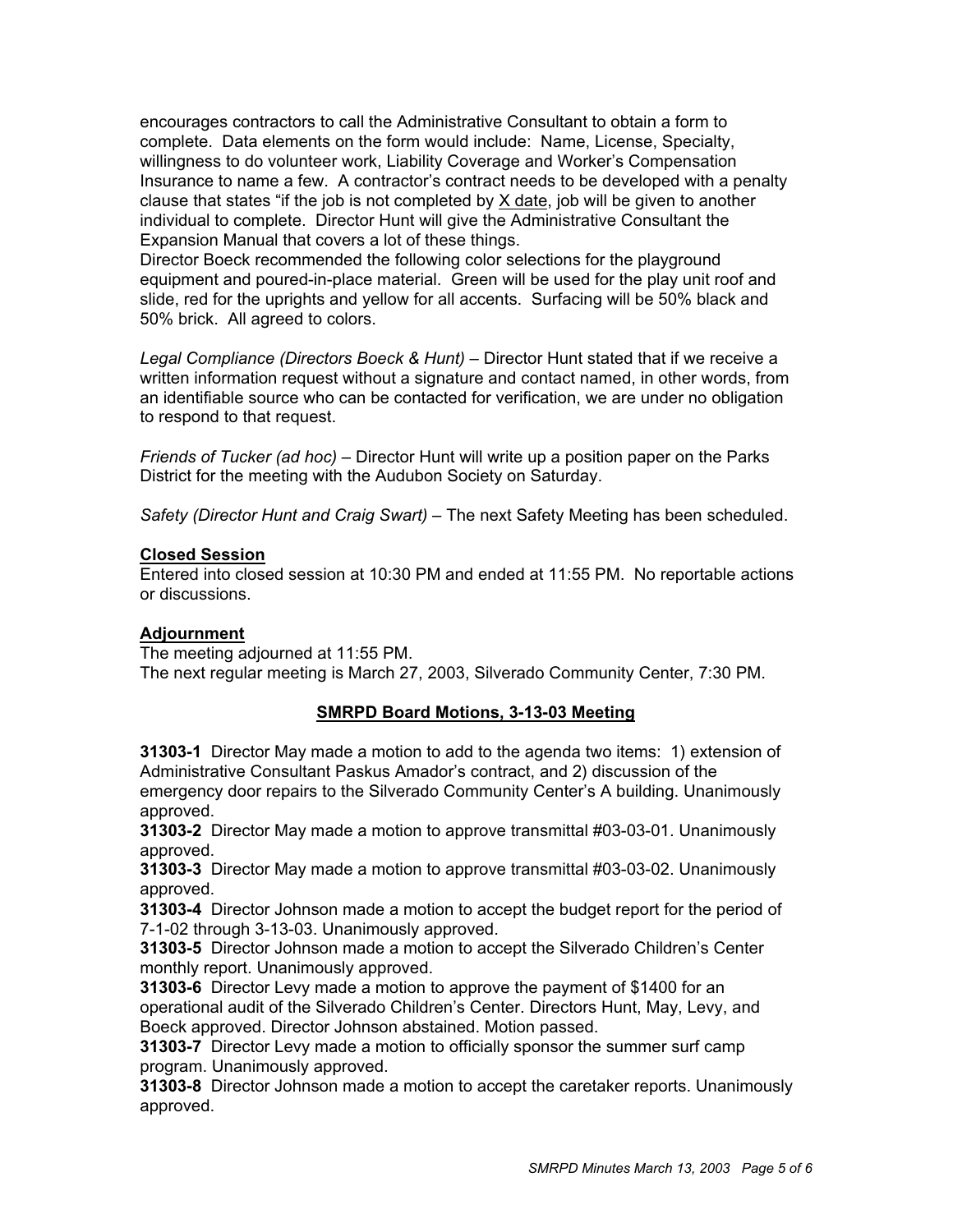encourages contractors to call the Administrative Consultant to obtain a form to complete. Data elements on the form would include: Name, License, Specialty, willingness to do volunteer work, Liability Coverage and Worker's Compensation Insurance to name a few. A contractor's contract needs to be developed with a penalty clause that states "if the job is not completed by X date, job will be given to another individual to complete. Director Hunt will give the Administrative Consultant the Expansion Manual that covers a lot of these things.
Director Boeck recommended the following color selections for the playground equipment and poured-in-place material. Green will be used for the play unit roof and slide, red for the uprights and yellow for all accents. Surfacing will be 50% black and 50% brick. All agreed to colors.

*Legal Compliance (Directors Boeck & Hunt)* – Director Hunt stated that if we receive a written information request without a signature and contact named, in other words, from an identifiable source who can be contacted for verification, we are under no obligation to respond to that request.

*Friends of Tucker (ad hoc)* – Director Hunt will write up a position paper on the Parks District for the meeting with the Audubon Society on Saturday.

*Safety (Director Hunt and Craig Swart)* – The next Safety Meeting has been scheduled.

**Closed Session**
Entered into closed session at 10:30 PM and ended at 11:55 PM. No reportable actions or discussions.

**Adjournment**
The meeting adjourned at 11:55 PM.
The next regular meeting is March 27, 2003, Silverado Community Center, 7:30 PM.

## SMRPD Board Motions, 3-13-03 Meeting

**31303-1** Director May made a motion to add to the agenda two items: 1) extension of Administrative Consultant Paskus Amador's contract, and 2) discussion of the emergency door repairs to the Silverado Community Center's A building. Unanimously approved.
**31303-2** Director May made a motion to approve transmittal #03-03-01. Unanimously approved.
**31303-3** Director May made a motion to approve transmittal #03-03-02. Unanimously approved.
**31303-4** Director Johnson made a motion to accept the budget report for the period of 7-1-02 through 3-13-03. Unanimously approved.
**31303-5** Director Johnson made a motion to accept the Silverado Children's Center monthly report. Unanimously approved.
**31303-6** Director Levy made a motion to approve the payment of $1400 for an operational audit of the Silverado Children's Center. Directors Hunt, May, Levy, and Boeck approved. Director Johnson abstained. Motion passed.
**31303-7** Director Levy made a motion to officially sponsor the summer surf camp program. Unanimously approved.
**31303-8** Director Johnson made a motion to accept the caretaker reports. Unanimously approved.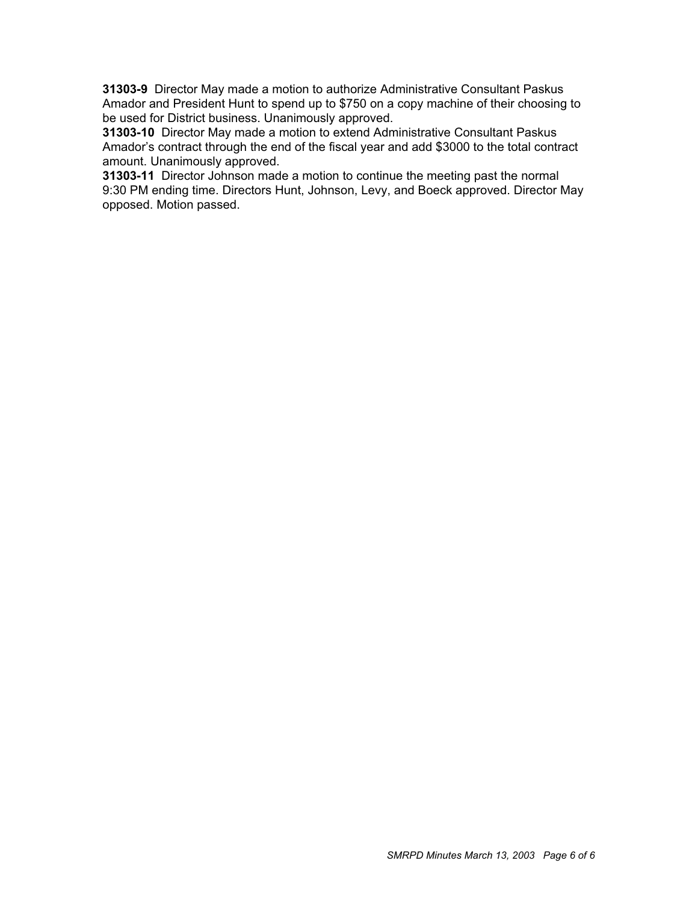**31303-9** Director May made a motion to authorize Administrative Consultant Paskus Amador and President Hunt to spend up to $750 on a copy machine of their choosing to be used for District business. Unanimously approved.

**31303-10** Director May made a motion to extend Administrative Consultant Paskus Amador's contract through the end of the fiscal year and add $3000 to the total contract amount. Unanimously approved.

**31303-11** Director Johnson made a motion to continue the meeting past the normal 9:30 PM ending time. Directors Hunt, Johnson, Levy, and Boeck approved. Director May opposed. Motion passed.